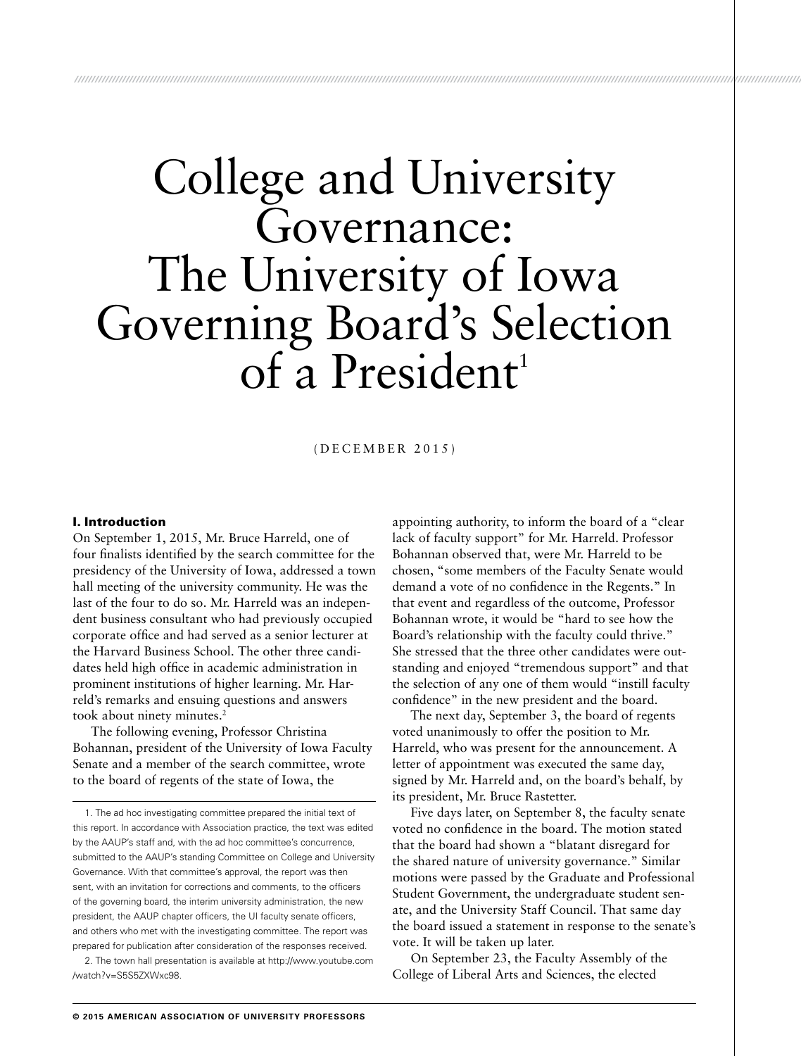# College and University Governance: The University of Iowa Governing Board's Selection of a President[1]

(DECEMBER 2015)

## I. Introduction

On September 1, 2015, Mr. Bruce Harreld, one of four finalists identified by the search committee for the presidency of the University of Iowa, addressed a town hall meeting of the university community. He was the last of the four to do so. Mr. Harreld was an independent business consultant who had previously occupied corporate office and had served as a senior lecturer at the Harvard Business School. The other three candidates held high office in academic administration in prominent institutions of higher learning. Mr. Harreld's remarks and ensuing questions and answers took about ninety minutes.[2]

The following evening, Professor Christina Bohannan, president of the University of Iowa Faculty Senate and a member of the search committee, wrote to the board of regents of the state of Iowa, the appointing authority, to inform the board of a "clear lack of faculty support" for Mr. Harreld. Professor Bohannan observed that, were Mr. Harreld to be chosen, "some members of the Faculty Senate would demand a vote of no confidence in the Regents." In that event and regardless of the outcome, Professor Bohannan wrote, it would be "hard to see how the Board's relationship with the faculty could thrive." She stressed that the three other candidates were outstanding and enjoyed "tremendous support" and that the selection of any one of them would "instill faculty confidence" in the new president and the board.

The next day, September 3, the board of regents voted unanimously to offer the position to Mr. Harreld, who was present for the announcement. A letter of appointment was executed the same day, signed by Mr. Harreld and, on the board's behalf, by its president, Mr. Bruce Rastetter.

Five days later, on September 8, the faculty senate voted no confidence in the board. The motion stated that the board had shown a "blatant disregard for the shared nature of university governance." Similar motions were passed by the Graduate and Professional Student Government, the undergraduate student senate, and the University Staff Council. That same day the board issued a statement in response to the senate's vote. It will be taken up later.

On September 23, the Faculty Assembly of the College of Liberal Arts and Sciences, the elected

---

1. The ad hoc investigating committee prepared the initial text of this report. In accordance with Association practice, the text was edited by the AAUP's staff and, with the ad hoc committee's concurrence, submitted to the AAUP's standing Committee on College and University Governance. With that committee's approval, the report was then sent, with an invitation for corrections and comments, to the officers of the governing board, the interim university administration, the new president, the AAUP chapter officers, the UI faculty senate officers, and others who met with the investigating committee. The report was prepared for publication after consideration of the responses received.

2. The town hall presentation is available at http://www.youtube.com/watch?v=S5S5ZXWxc98.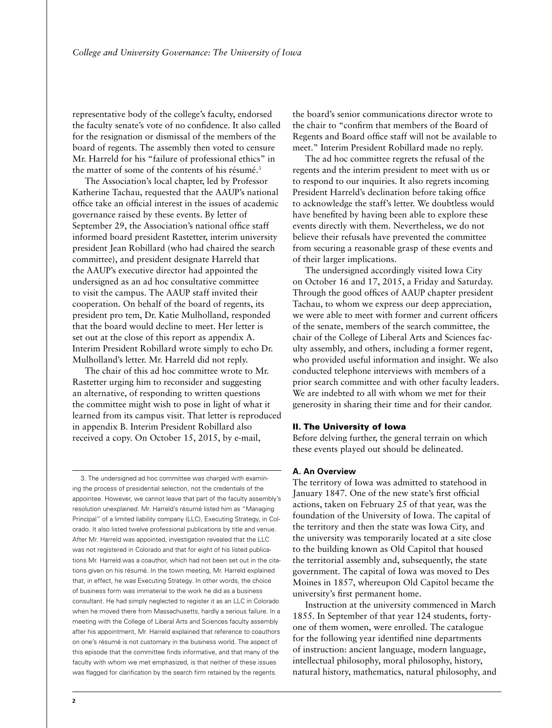representative body of the college's faculty, endorsed the faculty senate's vote of no confidence. It also called for the resignation or dismissal of the members of the board of regents. The assembly then voted to censure Mr. Harreld for his "failure of professional ethics" in the matter of some of the contents of his résumé.[3]

The Association's local chapter, led by Professor Katherine Tachau, requested that the AAUP's national office take an official interest in the issues of academic governance raised by these events. By letter of September 29, the Association's national office staff informed board president Rastetter, interim university president Jean Robillard (who had chaired the search committee), and president designate Harreld that the AAUP's executive director had appointed the undersigned as an ad hoc consultative committee to visit the campus. The AAUP staff invited their cooperation. On behalf of the board of regents, its president pro tem, Dr. Katie Mulholland, responded that the board would decline to meet. Her letter is set out at the close of this report as appendix A. Interim President Robillard wrote simply to echo Dr. Mulholland's letter. Mr. Harreld did not reply.

The chair of this ad hoc committee wrote to Mr. Rastetter urging him to reconsider and suggesting an alternative, of responding to written questions the committee might wish to pose in light of what it learned from its campus visit. That letter is reproduced in appendix B. Interim President Robillard also received a copy. On October 15, 2015, by e-mail, the board's senior communications director wrote to the chair to "confirm that members of the Board of Regents and Board office staff will not be available to meet." Interim President Robillard made no reply.

The ad hoc committee regrets the refusal of the regents and the interim president to meet with us or to respond to our inquiries. It also regrets incoming President Harreld's declination before taking office to acknowledge the staff's letter. We doubtless would have benefited by having been able to explore these events directly with them. Nevertheless, we do not believe their refusals have prevented the committee from securing a reasonable grasp of these events and of their larger implications.

The undersigned accordingly visited Iowa City on October 16 and 17, 2015, a Friday and Saturday. Through the good offices of AAUP chapter president Tachau, to whom we express our deep appreciation, we were able to meet with former and current officers of the senate, members of the search committee, the chair of the College of Liberal Arts and Sciences faculty assembly, and others, including a former regent, who provided useful information and insight. We also conducted telephone interviews with members of a prior search committee and with other faculty leaders. We are indebted to all with whom we met for their generosity in sharing their time and for their candor.

## II. The University of Iowa

Before delving further, the general terrain on which these events played out should be delineated.

### A. An Overview

The territory of Iowa was admitted to statehood in January 1847. One of the new state's first official actions, taken on February 25 of that year, was the foundation of the University of Iowa. The capital of the territory and then the state was Iowa City, and the university was temporarily located at a site close to the building known as Old Capitol that housed the territorial assembly and, subsequently, the state government. The capital of Iowa was moved to Des Moines in 1857, whereupon Old Capitol became the university's first permanent home.

Instruction at the university commenced in March 1855. In September of that year 124 students, forty-one of them women, were enrolled. The catalogue for the following year identified nine departments of instruction: ancient language, modern language, intellectual philosophy, moral philosophy, history, natural history, mathematics, natural philosophy, and

---

3. The undersigned ad hoc committee was charged with examining the process of presidential selection, not the credentials of the appointee. However, we cannot leave that part of the faculty assembly's resolution unexplained. Mr. Harreld's résumé listed him as "Managing Principal" of a limited liability company (LLC), Executing Strategy, in Colorado. It also listed twelve professional publications by title and venue. After Mr. Harreld was appointed, investigation revealed that the LLC was not registered in Colorado and that for eight of his listed publications Mr. Harreld was a coauthor, which had not been set out in the citations given on his résumé. In the town meeting, Mr. Harreld explained that, in effect, he *was* Executing Strategy. In other words, the choice of business form was immaterial to the work he did as a business consultant. He had simply neglected to register it as an LLC in Colorado when he moved there from Massachusetts, hardly a serious failure. In a meeting with the College of Liberal Arts and Sciences faculty assembly after his appointment, Mr. Harreld explained that reference to coauthors on one's résumé is not customary in the business world. The aspect of this episode that the committee finds informative, and that many of the faculty with whom we met emphasized, is that neither of these issues was flagged for clarification by the search firm retained by the regents.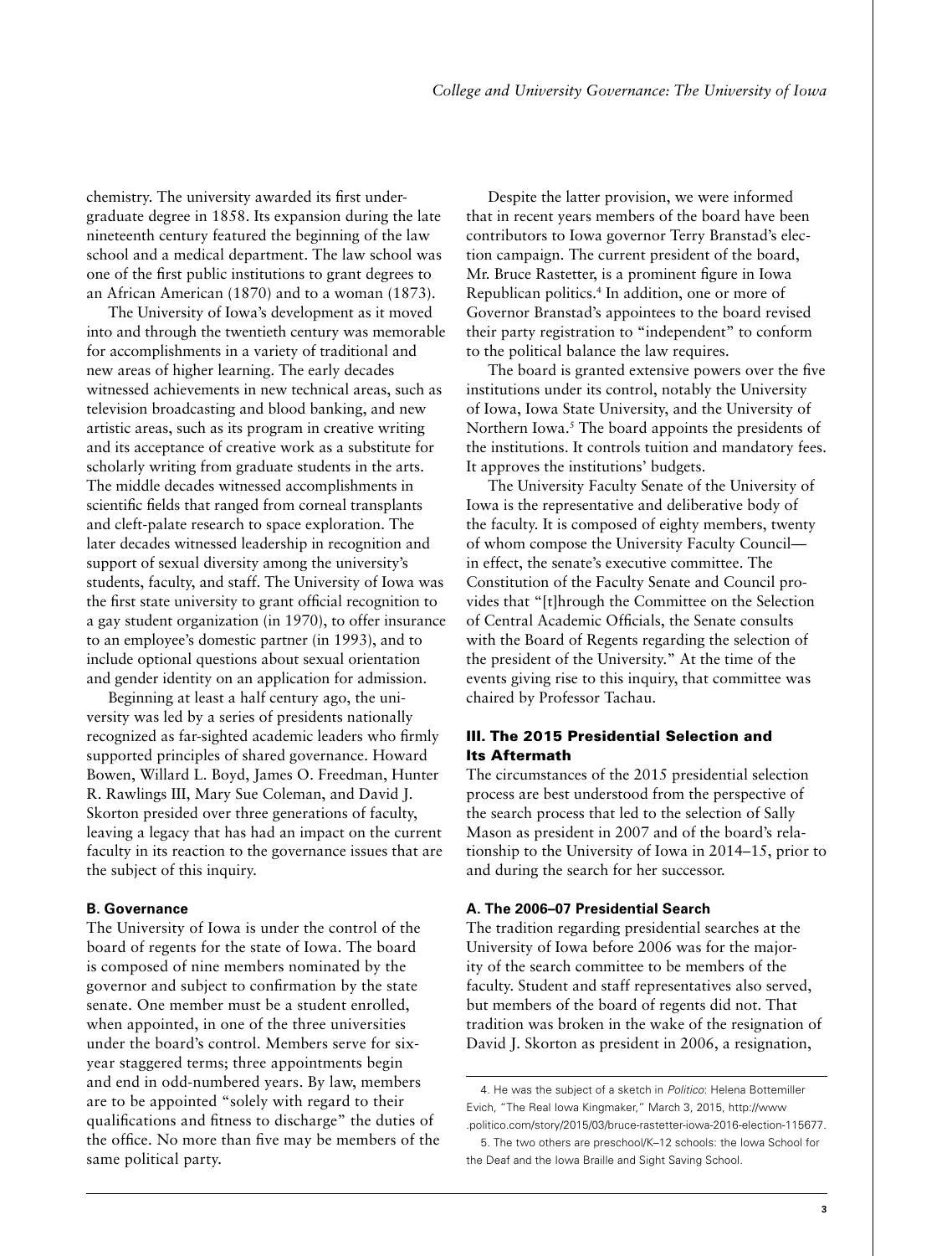chemistry. The university awarded its first undergraduate degree in 1858. Its expansion during the late nineteenth century featured the beginning of the law school and a medical department. The law school was one of the first public institutions to grant degrees to an African American (1870) and to a woman (1873).

The University of Iowa's development as it moved into and through the twentieth century was memorable for accomplishments in a variety of traditional and new areas of higher learning. The early decades witnessed achievements in new technical areas, such as television broadcasting and blood banking, and new artistic areas, such as its program in creative writing and its acceptance of creative work as a substitute for scholarly writing from graduate students in the arts. The middle decades witnessed accomplishments in scientific fields that ranged from corneal transplants and cleft-palate research to space exploration. The later decades witnessed leadership in recognition and support of sexual diversity among the university's students, faculty, and staff. The University of Iowa was the first state university to grant official recognition to a gay student organization (in 1970), to offer insurance to an employee's domestic partner (in 1993), and to include optional questions about sexual orientation and gender identity on an application for admission.

Beginning at least a half century ago, the university was led by a series of presidents nationally recognized as far-sighted academic leaders who firmly supported principles of shared governance. Howard Bowen, Willard L. Boyd, James O. Freedman, Hunter R. Rawlings III, Mary Sue Coleman, and David J. Skorton presided over three generations of faculty, leaving a legacy that has had an impact on the current faculty in its reaction to the governance issues that are the subject of this inquiry.

### B. Governance

The University of Iowa is under the control of the board of regents for the state of Iowa. The board is composed of nine members nominated by the governor and subject to confirmation by the state senate. One member must be a student enrolled, when appointed, in one of the three universities under the board's control. Members serve for six-year staggered terms; three appointments begin and end in odd-numbered years. By law, members are to be appointed "solely with regard to their qualifications and fitness to discharge" the duties of the office. No more than five may be members of the same political party.

Despite the latter provision, we were informed that in recent years members of the board have been contributors to Iowa governor Terry Branstad's election campaign. The current president of the board, Mr. Bruce Rastetter, is a prominent figure in Iowa Republican politics.[4] In addition, one or more of Governor Branstad's appointees to the board revised their party registration to "independent" to conform to the political balance the law requires.

The board is granted extensive powers over the five institutions under its control, notably the University of Iowa, Iowa State University, and the University of Northern Iowa.[5] The board appoints the presidents of the institutions. It controls tuition and mandatory fees. It approves the institutions' budgets.

The University Faculty Senate of the University of Iowa is the representative and deliberative body of the faculty. It is composed of eighty members, twenty of whom compose the University Faculty Council—in effect, the senate's executive committee. The Constitution of the Faculty Senate and Council provides that "[t]hrough the Committee on the Selection of Central Academic Officials, the Senate consults with the Board of Regents regarding the selection of the president of the University." At the time of the events giving rise to this inquiry, that committee was chaired by Professor Tachau.

## III. The 2015 Presidential Selection and Its Aftermath

The circumstances of the 2015 presidential selection process are best understood from the perspective of the search process that led to the selection of Sally Mason as president in 2007 and of the board's relationship to the University of Iowa in 2014–15, prior to and during the search for her successor.

### A. The 2006–07 Presidential Search

The tradition regarding presidential searches at the University of Iowa before 2006 was for the majority of the search committee to be members of the faculty. Student and staff representatives also served, but members of the board of regents did not. That tradition was broken in the wake of the resignation of David J. Skorton as president in 2006, a resignation,

---

4. He was the subject of a sketch in *Politico*: Helena Bottemiller Evich, "The Real Iowa Kingmaker," March 3, 2015, http://www.politico.com/story/2015/03/bruce-rastetter-iowa-2016-election-115677.

5. The two others are preschool/K–12 schools: the Iowa School for the Deaf and the Iowa Braille and Sight Saving School.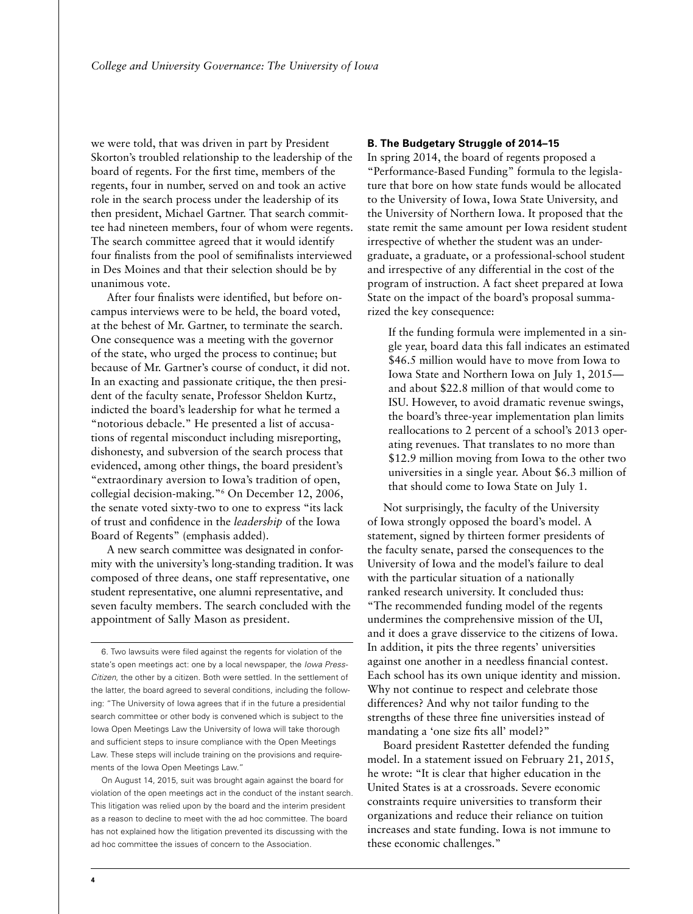we were told, that was driven in part by President Skorton's troubled relationship to the leadership of the board of regents. For the first time, members of the regents, four in number, served on and took an active role in the search process under the leadership of its then president, Michael Gartner. That search committee had nineteen members, four of whom were regents. The search committee agreed that it would identify four finalists from the pool of semifinalists interviewed in Des Moines and that their selection should be by unanimous vote.

After four finalists were identified, but before on-campus interviews were to be held, the board voted, at the behest of Mr. Gartner, to terminate the search. One consequence was a meeting with the governor of the state, who urged the process to continue; but because of Mr. Gartner's course of conduct, it did not. In an exacting and passionate critique, the then president of the faculty senate, Professor Sheldon Kurtz, indicted the board's leadership for what he termed a "notorious debacle." He presented a list of accusations of regental misconduct including misreporting, dishonesty, and subversion of the search process that evidenced, among other things, the board president's "extraordinary aversion to Iowa's tradition of open, collegial decision-making."[6] On December 12, 2006, the senate voted sixty-two to one to express "its lack of trust and confidence in the *leadership* of the Iowa Board of Regents" (emphasis added).

A new search committee was designated in conformity with the university's long-standing tradition. It was composed of three deans, one staff representative, one student representative, one alumni representative, and seven faculty members. The search concluded with the appointment of Sally Mason as president.

### B. The Budgetary Struggle of 2014–15

In spring 2014, the board of regents proposed a "Performance-Based Funding" formula to the legislature that bore on how state funds would be allocated to the University of Iowa, Iowa State University, and the University of Northern Iowa. It proposed that the state remit the same amount per Iowa resident student irrespective of whether the student was an undergraduate, a graduate, or a professional-school student and irrespective of any differential in the cost of the program of instruction. A fact sheet prepared at Iowa State on the impact of the board's proposal summarized the key consequence:

> If the funding formula were implemented in a single year, board data this fall indicates an estimated $46.5 million would have to move from Iowa to Iowa State and Northern Iowa on July 1, 2015—and about $22.8 million of that would come to ISU. However, to avoid dramatic revenue swings, the board's three-year implementation plan limits reallocations to 2 percent of a school's 2013 operating revenues. That translates to no more than $12.9 million moving from Iowa to the other two universities in a single year. About $6.3 million of that should come to Iowa State on July 1.

Not surprisingly, the faculty of the University of Iowa strongly opposed the board's model. A statement, signed by thirteen former presidents of the faculty senate, parsed the consequences to the University of Iowa and the model's failure to deal with the particular situation of a nationally ranked research university. It concluded thus: "The recommended funding model of the regents undermines the comprehensive mission of the UI, and it does a grave disservice to the citizens of Iowa. In addition, it pits the three regents' universities against one another in a needless financial contest. Each school has its own unique identity and mission. Why not continue to respect and celebrate those differences? And why not tailor funding to the strengths of these three fine universities instead of mandating a 'one size fits all' model?"

Board president Rastetter defended the funding model. In a statement issued on February 21, 2015, he wrote: "It is clear that higher education in the United States is at a crossroads. Severe economic constraints require universities to transform their organizations and reduce their reliance on tuition increases and state funding. Iowa is not immune to these economic challenges."

---

6. Two lawsuits were filed against the regents for violation of the state's open meetings act: one by a local newspaper, the *Iowa Press-Citizen*, the other by a citizen. Both were settled. In the settlement of the latter, the board agreed to several conditions, including the following: "The University of Iowa agrees that if in the future a presidential search committee or other body is convened which is subject to the Iowa Open Meetings Law the University of Iowa will take thorough and sufficient steps to insure compliance with the Open Meetings Law. These steps will include training on the provisions and requirements of the Iowa Open Meetings Law."

On August 14, 2015, suit was brought again against the board for violation of the open meetings act in the conduct of the instant search. This litigation was relied upon by the board and the interim president as a reason to decline to meet with the ad hoc committee. The board has not explained how the litigation prevented its discussing with the ad hoc committee the issues of concern to the Association.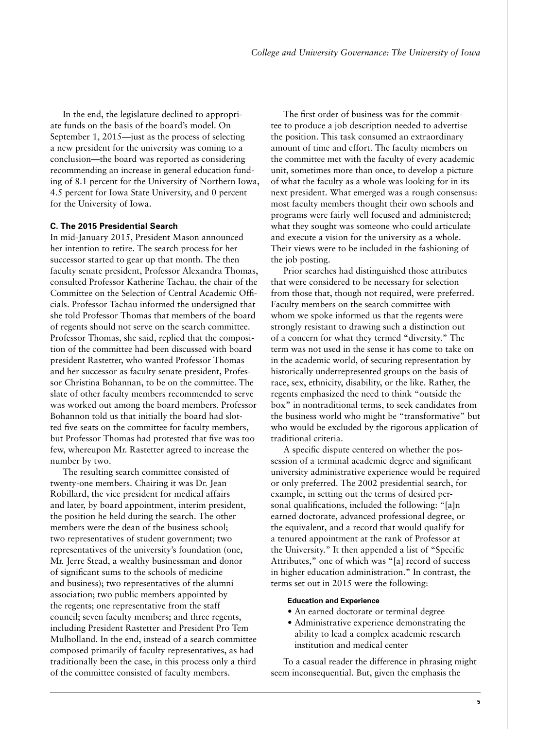In the end, the legislature declined to appropriate funds on the basis of the board's model. On September 1, 2015—just as the process of selecting a new president for the university was coming to a conclusion—the board was reported as considering recommending an increase in general education funding of 8.1 percent for the University of Northern Iowa, 4.5 percent for Iowa State University, and 0 percent for the University of Iowa.

#### C. The 2015 Presidential Search

In mid-January 2015, President Mason announced her intention to retire. The search process for her successor started to gear up that month. The then faculty senate president, Professor Alexandra Thomas, consulted Professor Katherine Tachau, the chair of the Committee on the Selection of Central Academic Officials. Professor Tachau informed the undersigned that she told Professor Thomas that members of the board of regents should not serve on the search committee. Professor Thomas, she said, replied that the composition of the committee had been discussed with board president Rastetter, who wanted Professor Thomas and her successor as faculty senate president, Professor Christina Bohannan, to be on the committee. The slate of other faculty members recommended to serve was worked out among the board members. Professor Bohannon told us that initially the board had slotted five seats on the committee for faculty members, but Professor Thomas had protested that five was too few, whereupon Mr. Rastetter agreed to increase the number by two.

The resulting search committee consisted of twenty-one members. Chairing it was Dr. Jean Robillard, the vice president for medical affairs and later, by board appointment, interim president, the position he held during the search. The other members were the dean of the business school; two representatives of student government; two representatives of the university's foundation (one, Mr. Jerre Stead, a wealthy businessman and donor of significant sums to the schools of medicine and business); two representatives of the alumni association; two public members appointed by the regents; one representative from the staff council; seven faculty members; and three regents, including President Rastetter and President Pro Tem Mulholland. In the end, instead of a search committee composed primarily of faculty representatives, as had traditionally been the case, in this process only a third of the committee consisted of faculty members.

The first order of business was for the committee to produce a job description needed to advertise the position. This task consumed an extraordinary amount of time and effort. The faculty members on the committee met with the faculty of every academic unit, sometimes more than once, to develop a picture of what the faculty as a whole was looking for in its next president. What emerged was a rough consensus: most faculty members thought their own schools and programs were fairly well focused and administered; what they sought was someone who could articulate and execute a vision for the university as a whole. Their views were to be included in the fashioning of the job posting.

Prior searches had distinguished those attributes that were considered to be necessary for selection from those that, though not required, were preferred. Faculty members on the search committee with whom we spoke informed us that the regents were strongly resistant to drawing such a distinction out of a concern for what they termed "diversity." The term was not used in the sense it has come to take on in the academic world, of securing representation by historically underrepresented groups on the basis of race, sex, ethnicity, disability, or the like. Rather, the regents emphasized the need to think "outside the box" in nontraditional terms, to seek candidates from the business world who might be "transformative" but who would be excluded by the rigorous application of traditional criteria.

A specific dispute centered on whether the possession of a terminal academic degree and significant university administrative experience would be required or only preferred. The 2002 presidential search, for example, in setting out the terms of desired personal qualifications, included the following: "[a]n earned doctorate, advanced professional degree, or the equivalent, and a record that would qualify for a tenured appointment at the rank of Professor at the University." It then appended a list of "Specific Attributes," one of which was "[a] record of success in higher education administration." In contrast, the terms set out in 2015 were the following:

**Education and Experience**

- An earned doctorate or terminal degree
- Administrative experience demonstrating the ability to lead a complex academic research institution and medical center

To a casual reader the difference in phrasing might seem inconsequential. But, given the emphasis the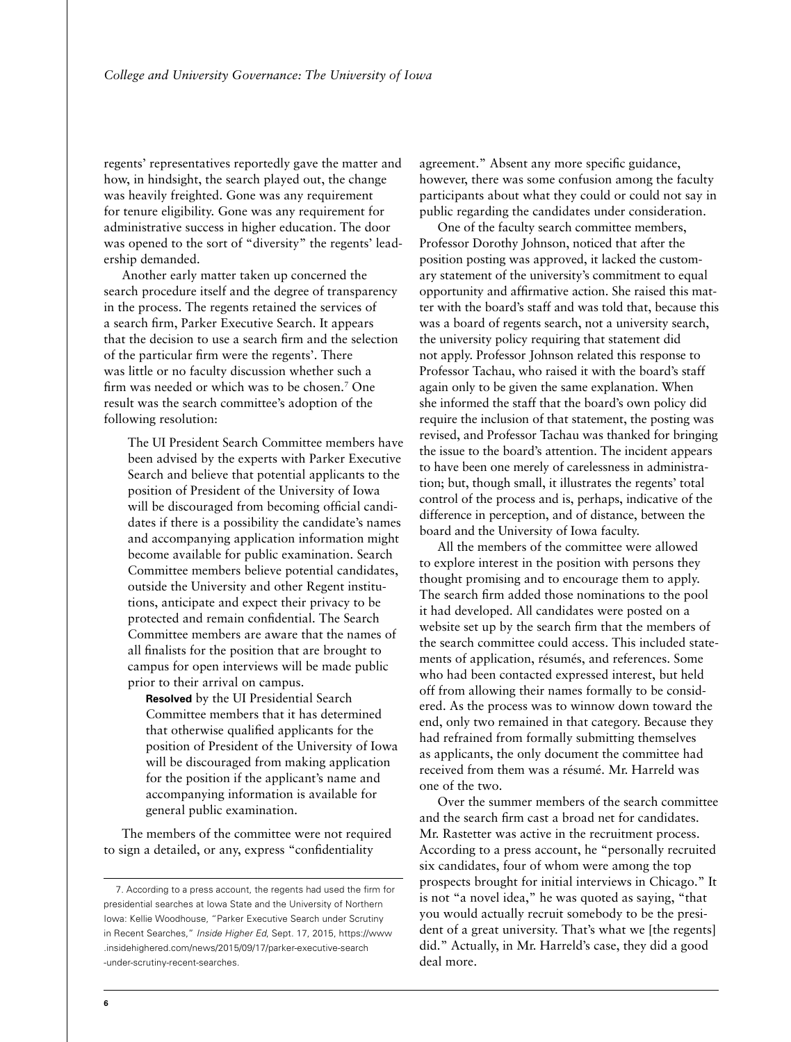regents' representatives reportedly gave the matter and how, in hindsight, the search played out, the change was heavily freighted. Gone was any requirement for tenure eligibility. Gone was any requirement for administrative success in higher education. The door was opened to the sort of "diversity" the regents' leadership demanded.

Another early matter taken up concerned the search procedure itself and the degree of transparency in the process. The regents retained the services of a search firm, Parker Executive Search. It appears that the decision to use a search firm and the selection of the particular firm were the regents'. There was little or no faculty discussion whether such a firm was needed or which was to be chosen.[7] One result was the search committee's adoption of the following resolution:

> The UI President Search Committee members have been advised by the experts with Parker Executive Search and believe that potential applicants to the position of President of the University of Iowa will be discouraged from becoming official candidates if there is a possibility the candidate's names and accompanying application information might become available for public examination. Search Committee members believe potential candidates, outside the University and other Regent institutions, anticipate and expect their privacy to be protected and remain confidential. The Search Committee members are aware that the names of all finalists for the position that are brought to campus for open interviews will be made public prior to their arrival on campus.
>
> > **Resolved** by the UI Presidential Search Committee members that it has determined that otherwise qualified applicants for the position of President of the University of Iowa will be discouraged from making application for the position if the applicant's name and accompanying information is available for general public examination.

The members of the committee were not required to sign a detailed, or any, express "confidentiality agreement." Absent any more specific guidance, however, there was some confusion among the faculty participants about what they could or could not say in public regarding the candidates under consideration.

One of the faculty search committee members, Professor Dorothy Johnson, noticed that after the position posting was approved, it lacked the customary statement of the university's commitment to equal opportunity and affirmative action. She raised this matter with the board's staff and was told that, because this was a board of regents search, not a university search, the university policy requiring that statement did not apply. Professor Johnson related this response to Professor Tachau, who raised it with the board's staff again only to be given the same explanation. When she informed the staff that the board's own policy did require the inclusion of that statement, the posting was revised, and Professor Tachau was thanked for bringing the issue to the board's attention. The incident appears to have been one merely of carelessness in administration; but, though small, it illustrates the regents' total control of the process and is, perhaps, indicative of the difference in perception, and of distance, between the board and the University of Iowa faculty.

All the members of the committee were allowed to explore interest in the position with persons they thought promising and to encourage them to apply. The search firm added those nominations to the pool it had developed. All candidates were posted on a website set up by the search firm that the members of the search committee could access. This included statements of application, résumés, and references. Some who had been contacted expressed interest, but held off from allowing their names formally to be considered. As the process was to winnow down toward the end, only two remained in that category. Because they had refrained from formally submitting themselves as applicants, the only document the committee had received from them was a résumé. Mr. Harreld was one of the two.

Over the summer members of the search committee and the search firm cast a broad net for candidates. Mr. Rastetter was active in the recruitment process. According to a press account, he "personally recruited six candidates, four of whom were among the top prospects brought for initial interviews in Chicago." It is not "a novel idea," he was quoted as saying, "that you would actually recruit somebody to be the president of a great university. That's what we [the regents] did." Actually, in Mr. Harreld's case, they did a good deal more.

---

7. According to a press account, the regents had used the firm for presidential searches at Iowa State and the University of Northern Iowa: Kellie Woodhouse, "Parker Executive Search under Scrutiny in Recent Searches," *Inside Higher Ed*, Sept. 17, 2015, https://www.insidehighered.com/news/2015/09/17/parker-executive-search-under-scrutiny-recent-searches.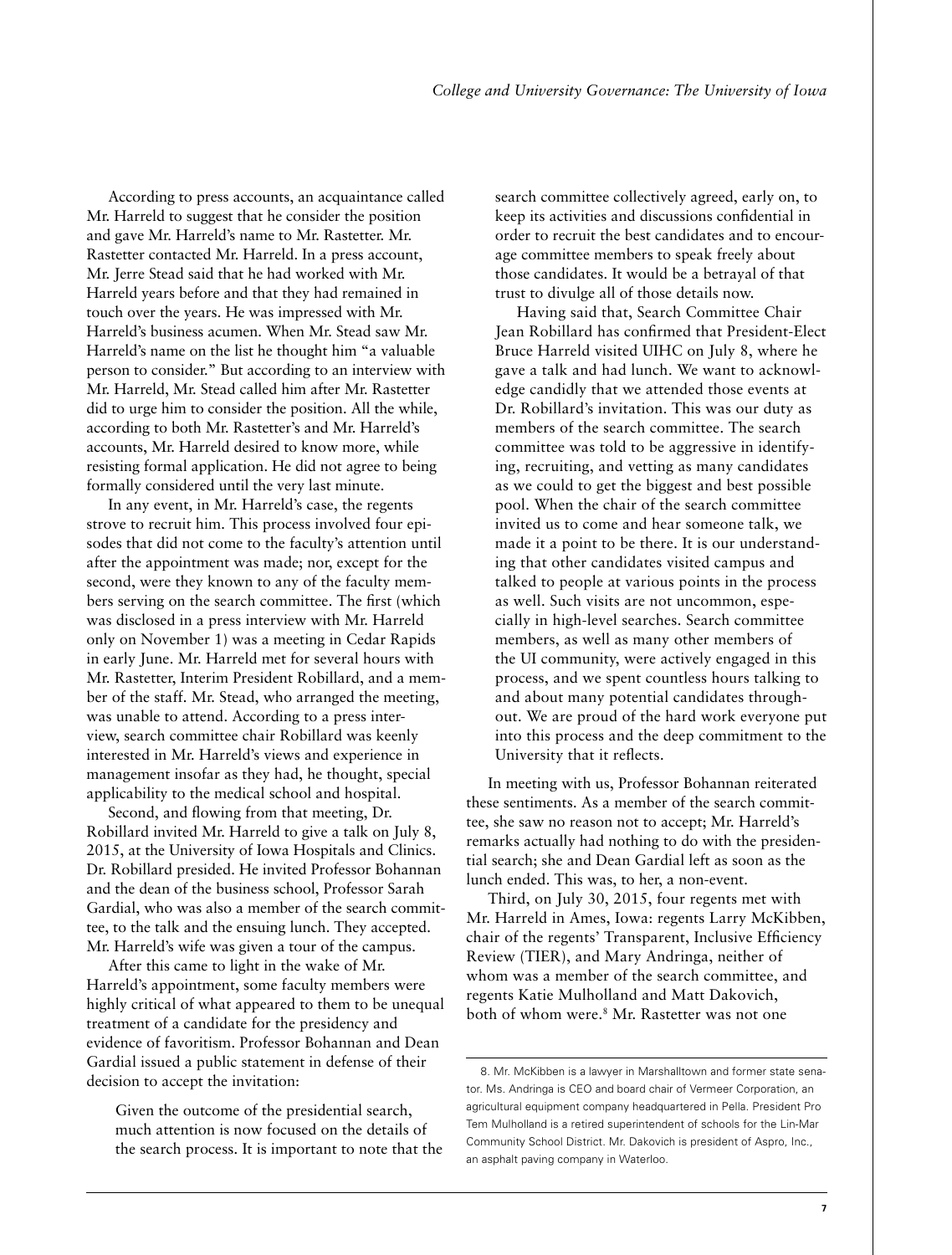According to press accounts, an acquaintance called Mr. Harreld to suggest that he consider the position and gave Mr. Harreld's name to Mr. Rastetter. Mr. Rastetter contacted Mr. Harreld. In a press account, Mr. Jerre Stead said that he had worked with Mr. Harreld years before and that they had remained in touch over the years. He was impressed with Mr. Harreld's business acumen. When Mr. Stead saw Mr. Harreld's name on the list he thought him "a valuable person to consider." But according to an interview with Mr. Harreld, Mr. Stead called him after Mr. Rastetter did to urge him to consider the position. All the while, according to both Mr. Rastetter's and Mr. Harreld's accounts, Mr. Harreld desired to know more, while resisting formal application. He did not agree to being formally considered until the very last minute.

In any event, in Mr. Harreld's case, the regents strove to recruit him. This process involved four episodes that did not come to the faculty's attention until after the appointment was made; nor, except for the second, were they known to any of the faculty members serving on the search committee. The first (which was disclosed in a press interview with Mr. Harreld only on November 1) was a meeting in Cedar Rapids in early June. Mr. Harreld met for several hours with Mr. Rastetter, Interim President Robillard, and a member of the staff. Mr. Stead, who arranged the meeting, was unable to attend. According to a press interview, search committee chair Robillard was keenly interested in Mr. Harreld's views and experience in management insofar as they had, he thought, special applicability to the medical school and hospital.

Second, and flowing from that meeting, Dr. Robillard invited Mr. Harreld to give a talk on July 8, 2015, at the University of Iowa Hospitals and Clinics. Dr. Robillard presided. He invited Professor Bohannan and the dean of the business school, Professor Sarah Gardial, who was also a member of the search committee, to the talk and the ensuing lunch. They accepted. Mr. Harreld's wife was given a tour of the campus.

After this came to light in the wake of Mr. Harreld's appointment, some faculty members were highly critical of what appeared to them to be unequal treatment of a candidate for the presidency and evidence of favoritism. Professor Bohannan and Dean Gardial issued a public statement in defense of their decision to accept the invitation:

> Given the outcome of the presidential search, much attention is now focused on the details of the search process. It is important to note that the search committee collectively agreed, early on, to keep its activities and discussions confidential in order to recruit the best candidates and to encourage committee members to speak freely about those candidates. It would be a betrayal of that trust to divulge all of those details now.
>
> Having said that, Search Committee Chair Jean Robillard has confirmed that President-Elect Bruce Harreld visited UIHC on July 8, where he gave a talk and had lunch. We want to acknowledge candidly that we attended those events at Dr. Robillard's invitation. This was our duty as members of the search committee. The search committee was told to be aggressive in identifying, recruiting, and vetting as many candidates as we could to get the biggest and best possible pool. When the chair of the search committee invited us to come and hear someone talk, we made it a point to be there. It is our understanding that other candidates visited campus and talked to people at various points in the process as well. Such visits are not uncommon, especially in high-level searches. Search committee members, as well as many other members of the UI community, were actively engaged in this process, and we spent countless hours talking to and about many potential candidates throughout. We are proud of the hard work everyone put into this process and the deep commitment to the University that it reflects.

In meeting with us, Professor Bohannan reiterated these sentiments. As a member of the search committee, she saw no reason not to accept; Mr. Harreld's remarks actually had nothing to do with the presidential search; she and Dean Gardial left as soon as the lunch ended. This was, to her, a non-event.

Third, on July 30, 2015, four regents met with Mr. Harreld in Ames, Iowa: regents Larry McKibben, chair of the regents' Transparent, Inclusive Efficiency Review (TIER), and Mary Andringa, neither of whom was a member of the search committee, and regents Katie Mulholland and Matt Dakovich, both of whom were.[8] Mr. Rastetter was not one

---

8. Mr. McKibben is a lawyer in Marshalltown and former state senator. Ms. Andringa is CEO and board chair of Vermeer Corporation, an agricultural equipment company headquartered in Pella. President Pro Tem Mulholland is a retired superintendent of schools for the Lin-Mar Community School District. Mr. Dakovich is president of Aspro, Inc., an asphalt paving company in Waterloo.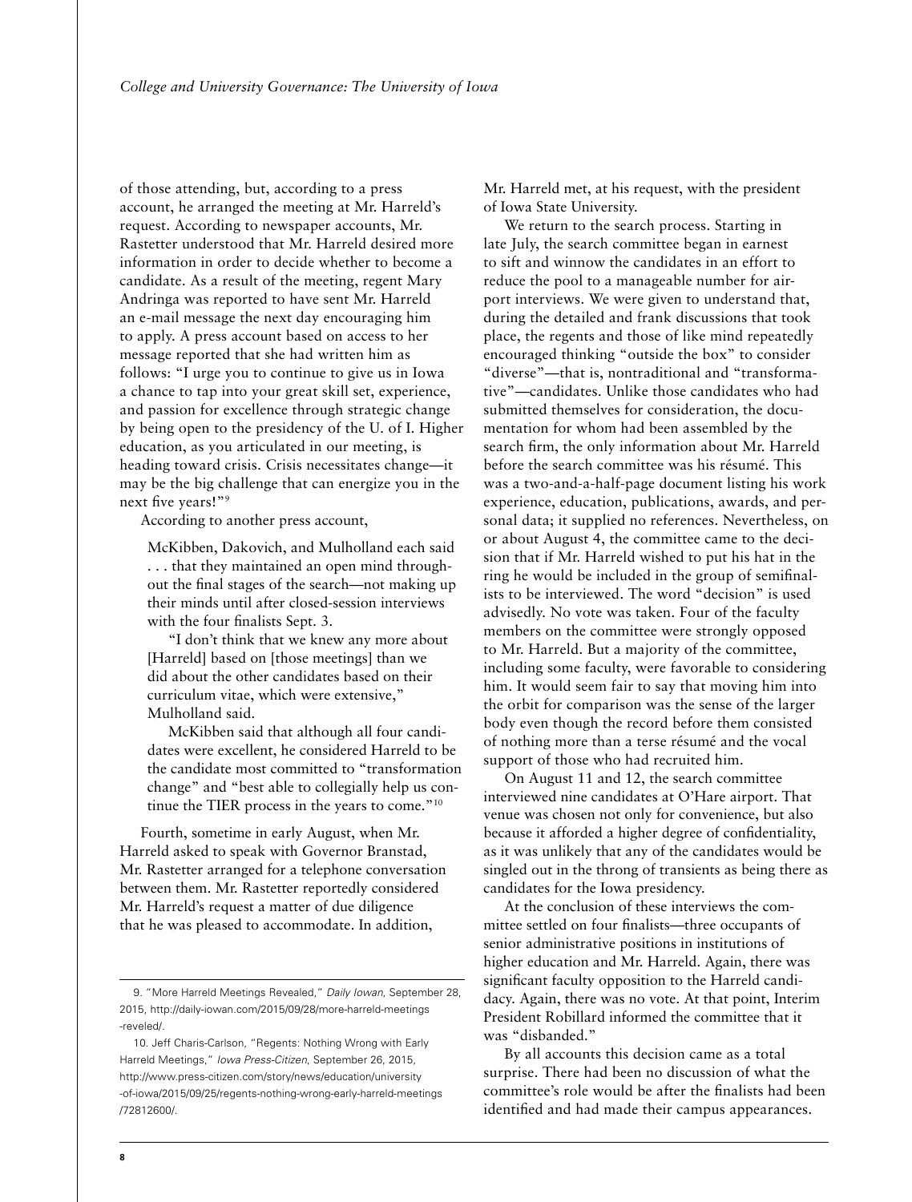of those attending, but, according to a press account, he arranged the meeting at Mr. Harreld's request. According to newspaper accounts, Mr. Rastetter understood that Mr. Harreld desired more information in order to decide whether to become a candidate. As a result of the meeting, regent Mary Andringa was reported to have sent Mr. Harreld an e-mail message the next day encouraging him to apply. A press account based on access to her message reported that she had written him as follows: "I urge you to continue to give us in Iowa a chance to tap into your great skill set, experience, and passion for excellence through strategic change by being open to the presidency of the U. of I. Higher education, as you articulated in our meeting, is heading toward crisis. Crisis necessitates change—it may be the big challenge that can energize you in the next five years!"[9]

According to another press account,

> McKibben, Dakovich, and Mulholland each said . . . that they maintained an open mind throughout the final stages of the search—not making up their minds until after closed-session interviews with the four finalists Sept. 3.
>
> "I don't think that we knew any more about [Harreld] based on [those meetings] than we did about the other candidates based on their curriculum vitae, which were extensive," Mulholland said.
>
> McKibben said that although all four candidates were excellent, he considered Harreld to be the candidate most committed to "transformation change" and "best able to collegially help us continue the TIER process in the years to come."[10]

Fourth, sometime in early August, when Mr. Harreld asked to speak with Governor Branstad, Mr. Rastetter arranged for a telephone conversation between them. Mr. Rastetter reportedly considered Mr. Harreld's request a matter of due diligence that he was pleased to accommodate. In addition, Mr. Harreld met, at his request, with the president of Iowa State University.

We return to the search process. Starting in late July, the search committee began in earnest to sift and winnow the candidates in an effort to reduce the pool to a manageable number for airport interviews. We were given to understand that, during the detailed and frank discussions that took place, the regents and those of like mind repeatedly encouraged thinking "outside the box" to consider "diverse"—that is, nontraditional and "transformative"—candidates. Unlike those candidates who had submitted themselves for consideration, the documentation for whom had been assembled by the search firm, the only information about Mr. Harreld before the search committee was his résumé. This was a two-and-a-half-page document listing his work experience, education, publications, awards, and personal data; it supplied no references. Nevertheless, on or about August 4, the committee came to the decision that if Mr. Harreld wished to put his hat in the ring he would be included in the group of semifinalists to be interviewed. The word "decision" is used advisedly. No vote was taken. Four of the faculty members on the committee were strongly opposed to Mr. Harreld. But a majority of the committee, including some faculty, were favorable to considering him. It would seem fair to say that moving him into the orbit for comparison was the sense of the larger body even though the record before them consisted of nothing more than a terse résumé and the vocal support of those who had recruited him.

On August 11 and 12, the search committee interviewed nine candidates at O'Hare airport. That venue was chosen not only for convenience, but also because it afforded a higher degree of confidentiality, as it was unlikely that any of the candidates would be singled out in the throng of transients as being there as candidates for the Iowa presidency.

At the conclusion of these interviews the committee settled on four finalists—three occupants of senior administrative positions in institutions of higher education and Mr. Harreld. Again, there was significant faculty opposition to the Harreld candidacy. Again, there was no vote. At that point, Interim President Robillard informed the committee that it was "disbanded."

By all accounts this decision came as a total surprise. There had been no discussion of what the committee's role would be after the finalists had been identified and had made their campus appearances.

---

9. "More Harreld Meetings Revealed," *Daily Iowan*, September 28, 2015, http://daily-iowan.com/2015/09/28/more-harreld-meetings-reveled/.

10. Jeff Charis-Carlson, "Regents: Nothing Wrong with Early Harreld Meetings," *Iowa Press-Citizen*, September 26, 2015, http://www.press-citizen.com/story/news/education/university-of-iowa/2015/09/25/regents-nothing-wrong-early-harreld-meetings/72812600/.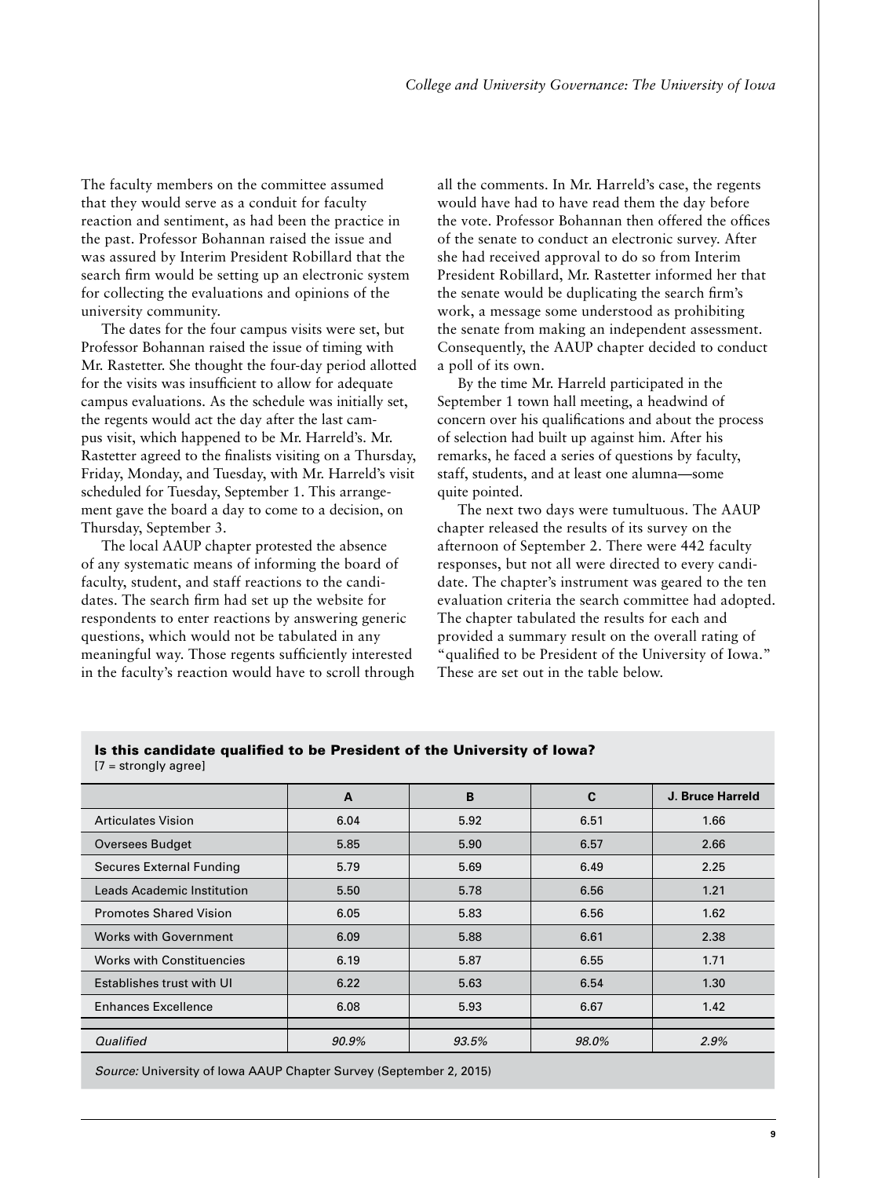The faculty members on the committee assumed that they would serve as a conduit for faculty reaction and sentiment, as had been the practice in the past. Professor Bohannan raised the issue and was assured by Interim President Robillard that the search firm would be setting up an electronic system for collecting the evaluations and opinions of the university community.

The dates for the four campus visits were set, but Professor Bohannan raised the issue of timing with Mr. Rastetter. She thought the four-day period allotted for the visits was insufficient to allow for adequate campus evaluations. As the schedule was initially set, the regents would act the day after the last campus visit, which happened to be Mr. Harreld's. Mr. Rastetter agreed to the finalists visiting on a Thursday, Friday, Monday, and Tuesday, with Mr. Harreld's visit scheduled for Tuesday, September 1. This arrangement gave the board a day to come to a decision, on Thursday, September 3.

The local AAUP chapter protested the absence of any systematic means of informing the board of faculty, student, and staff reactions to the candidates. The search firm had set up the website for respondents to enter reactions by answering generic questions, which would not be tabulated in any meaningful way. Those regents sufficiently interested in the faculty's reaction would have to scroll through all the comments. In Mr. Harreld's case, the regents would have had to have read them the day before the vote. Professor Bohannan then offered the offices of the senate to conduct an electronic survey. After she had received approval to do so from Interim President Robillard, Mr. Rastetter informed her that the senate would be duplicating the search firm's work, a message some understood as prohibiting the senate from making an independent assessment. Consequently, the AAUP chapter decided to conduct a poll of its own.

By the time Mr. Harreld participated in the September 1 town hall meeting, a headwind of concern over his qualifications and about the process of selection had built up against him. After his remarks, he faced a series of questions by faculty, staff, students, and at least one alumna—some quite pointed.

The next two days were tumultuous. The AAUP chapter released the results of its survey on the afternoon of September 2. There were 442 faculty responses, but not all were directed to every candidate. The chapter's instrument was geared to the ten evaluation criteria the search committee had adopted. The chapter tabulated the results for each and provided a summary result on the overall rating of "qualified to be President of the University of Iowa." These are set out in the table below.

**Is this candidate qualified to be President of the University of Iowa?**
[7 = strongly agree]

| | A | B | C | J. Bruce Harreld |
|---|---|---|---|---|
| Articulates Vision | 6.04 | 5.92 | 6.51 | 1.66 |
| Oversees Budget | 5.85 | 5.90 | 6.57 | 2.66 |
| Secures External Funding | 5.79 | 5.69 | 6.49 | 2.25 |
| Leads Academic Institution | 5.50 | 5.78 | 6.56 | 1.21 |
| Promotes Shared Vision | 6.05 | 5.83 | 6.56 | 1.62 |
| Works with Government | 6.09 | 5.88 | 6.61 | 2.38 |
| Works with Constituencies | 6.19 | 5.87 | 6.55 | 1.71 |
| Establishes trust with UI | 6.22 | 5.63 | 6.54 | 1.30 |
| Enhances Excellence | 6.08 | 5.93 | 6.67 | 1.42 |
| *Qualified* | *90.9%* | *93.5%* | *98.0%* | *2.9%* |

*Source:* University of Iowa AAUP Chapter Survey (September 2, 2015)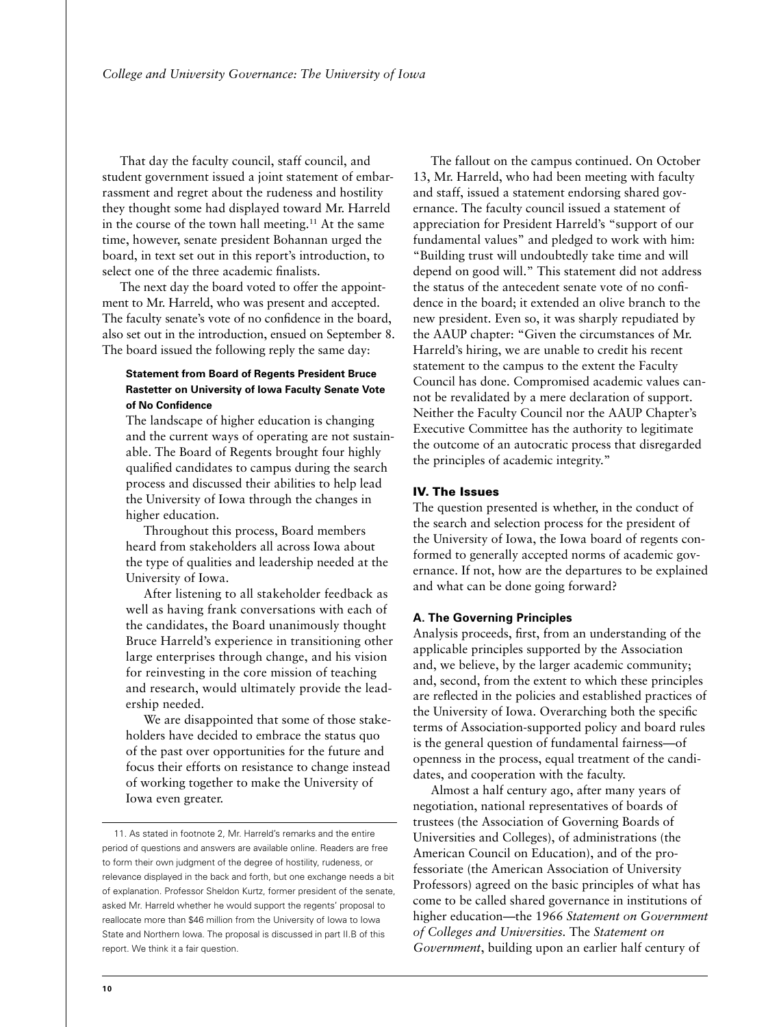That day the faculty council, staff council, and student government issued a joint statement of embarrassment and regret about the rudeness and hostility they thought some had displayed toward Mr. Harreld in the course of the town hall meeting.[11] At the same time, however, senate president Bohannan urged the board, in text set out in this report's introduction, to select one of the three academic finalists.

The next day the board voted to offer the appointment to Mr. Harreld, who was present and accepted. The faculty senate's vote of no confidence in the board, also set out in the introduction, ensued on September 8. The board issued the following reply the same day:

> **Statement from Board of Regents President Bruce Rastetter on University of Iowa Faculty Senate Vote of No Confidence**
>
> The landscape of higher education is changing and the current ways of operating are not sustainable. The Board of Regents brought four highly qualified candidates to campus during the search process and discussed their abilities to help lead the University of Iowa through the changes in higher education.
>
> Throughout this process, Board members heard from stakeholders all across Iowa about the type of qualities and leadership needed at the University of Iowa.
>
> After listening to all stakeholder feedback as well as having frank conversations with each of the candidates, the Board unanimously thought Bruce Harreld's experience in transitioning other large enterprises through change, and his vision for reinvesting in the core mission of teaching and research, would ultimately provide the leadership needed.
>
> We are disappointed that some of those stakeholders have decided to embrace the status quo of the past over opportunities for the future and focus their efforts on resistance to change instead of working together to make the University of Iowa even greater.

The fallout on the campus continued. On October 13, Mr. Harreld, who had been meeting with faculty and staff, issued a statement endorsing shared governance. The faculty council issued a statement of appreciation for President Harreld's "support of our fundamental values" and pledged to work with him: "Building trust will undoubtedly take time and will depend on good will." This statement did not address the status of the antecedent senate vote of no confidence in the board; it extended an olive branch to the new president. Even so, it was sharply repudiated by the AAUP chapter: "Given the circumstances of Mr. Harreld's hiring, we are unable to credit his recent statement to the campus to the extent the Faculty Council has done. Compromised academic values cannot be revalidated by a mere declaration of support. Neither the Faculty Council nor the AAUP Chapter's Executive Committee has the authority to legitimate the outcome of an autocratic process that disregarded the principles of academic integrity."

## IV. The Issues

The question presented is whether, in the conduct of the search and selection process for the president of the University of Iowa, the Iowa board of regents conformed to generally accepted norms of academic governance. If not, how are the departures to be explained and what can be done going forward?

### A. The Governing Principles

Analysis proceeds, first, from an understanding of the applicable principles supported by the Association and, we believe, by the larger academic community; and, second, from the extent to which these principles are reflected in the policies and established practices of the University of Iowa. Overarching both the specific terms of Association-supported policy and board rules is the general question of fundamental fairness—of openness in the process, equal treatment of the candidates, and cooperation with the faculty.

Almost a half century ago, after many years of negotiation, national representatives of boards of trustees (the Association of Governing Boards of Universities and Colleges), of administrations (the American Council on Education), and of the professoriate (the American Association of University Professors) agreed on the basic principles of what has come to be called shared governance in institutions of higher education—the 1966 *Statement on Government of Colleges and Universities*. The *Statement on Government*, building upon an earlier half century of

---

11. As stated in footnote 2, Mr. Harreld's remarks and the entire period of questions and answers are available online. Readers are free to form their own judgment of the degree of hostility, rudeness, or relevance displayed in the back and forth, but one exchange needs a bit of explanation. Professor Sheldon Kurtz, former president of the senate, asked Mr. Harreld whether he would support the regents' proposal to reallocate more than $46 million from the University of Iowa to Iowa State and Northern Iowa. The proposal is discussed in part II.B of this report. We think it a fair question.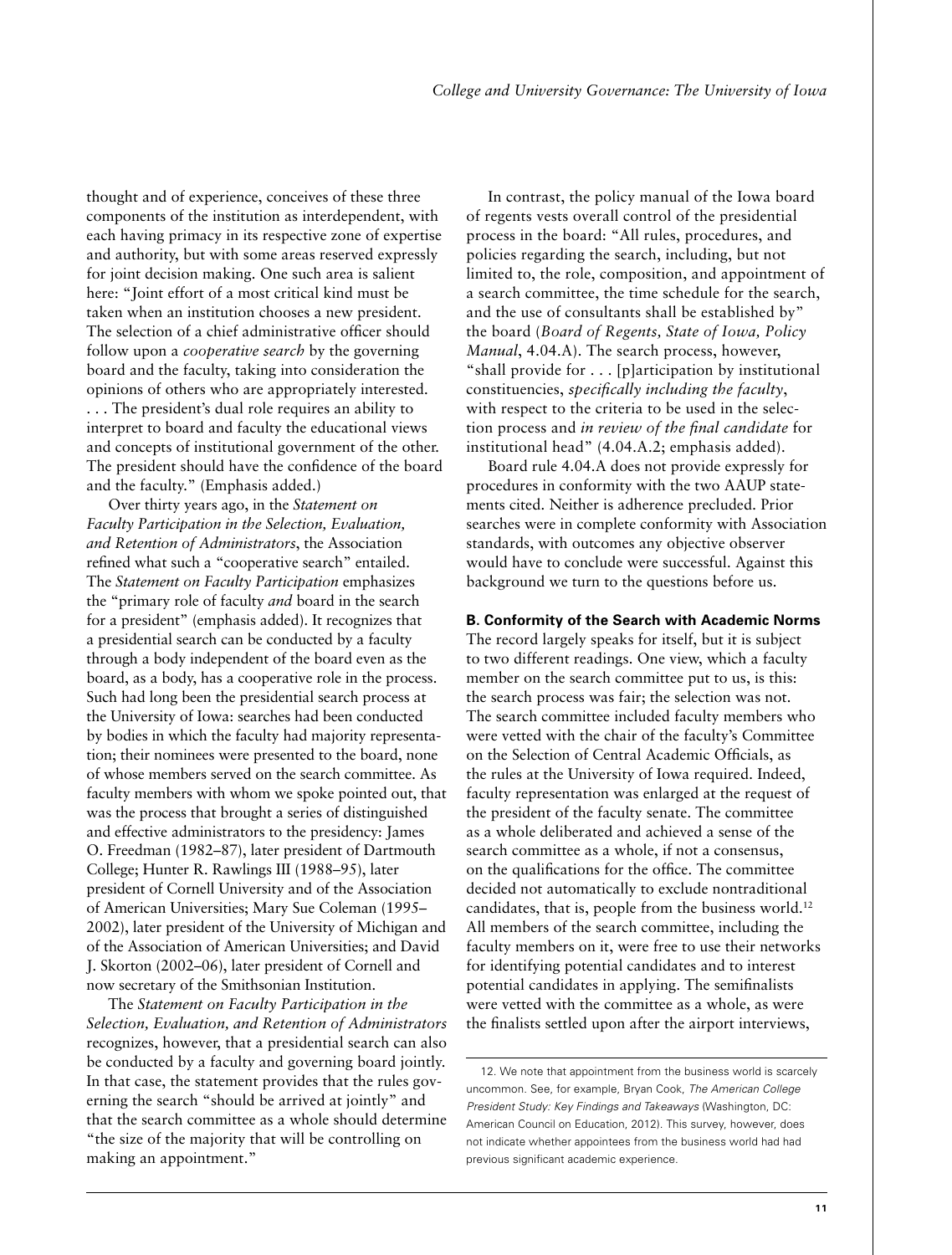thought and of experience, conceives of these three components of the institution as interdependent, with each having primacy in its respective zone of expertise and authority, but with some areas reserved expressly for joint decision making. One such area is salient here: "Joint effort of a most critical kind must be taken when an institution chooses a new president. The selection of a chief administrative officer should follow upon a *cooperative search* by the governing board and the faculty, taking into consideration the opinions of others who are appropriately interested. . . . The president's dual role requires an ability to interpret to board and faculty the educational views and concepts of institutional government of the other. The president should have the confidence of the board and the faculty." (Emphasis added.)

Over thirty years ago, in the *Statement on Faculty Participation in the Selection, Evaluation, and Retention of Administrators*, the Association refined what such a "cooperative search" entailed. The *Statement on Faculty Participation* emphasizes the "primary role of faculty *and* board in the search for a president" (emphasis added). It recognizes that a presidential search can be conducted by a faculty through a body independent of the board even as the board, as a body, has a cooperative role in the process. Such had long been the presidential search process at the University of Iowa: searches had been conducted by bodies in which the faculty had majority representation; their nominees were presented to the board, none of whose members served on the search committee. As faculty members with whom we spoke pointed out, that was the process that brought a series of distinguished and effective administrators to the presidency: James O. Freedman (1982–87), later president of Dartmouth College; Hunter R. Rawlings III (1988–95), later president of Cornell University and of the Association of American Universities; Mary Sue Coleman (1995–2002), later president of the University of Michigan and of the Association of American Universities; and David J. Skorton (2002–06), later president of Cornell and now secretary of the Smithsonian Institution.

The *Statement on Faculty Participation in the Selection, Evaluation, and Retention of Administrators* recognizes, however, that a presidential search can also be conducted by a faculty and governing board jointly. In that case, the statement provides that the rules governing the search "should be arrived at jointly" and that the search committee as a whole should determine "the size of the majority that will be controlling on making an appointment."

In contrast, the policy manual of the Iowa board of regents vests overall control of the presidential process in the board: "All rules, procedures, and policies regarding the search, including, but not limited to, the role, composition, and appointment of a search committee, the time schedule for the search, and the use of consultants shall be established by" the board (*Board of Regents, State of Iowa, Policy Manual*, 4.04.A). The search process, however, "shall provide for . . . [p]articipation by institutional constituencies, *specifically including the faculty*, with respect to the criteria to be used in the selection process and *in review of the final candidate* for institutional head" (4.04.A.2; emphasis added).

Board rule 4.04.A does not provide expressly for procedures in conformity with the two AAUP statements cited. Neither is adherence precluded. Prior searches were in complete conformity with Association standards, with outcomes any objective observer would have to conclude were successful. Against this background we turn to the questions before us.

**B. Conformity of the Search with Academic Norms**

The record largely speaks for itself, but it is subject to two different readings. One view, which a faculty member on the search committee put to us, is this: the search process was fair; the selection was not. The search committee included faculty members who were vetted with the chair of the faculty's Committee on the Selection of Central Academic Officials, as the rules at the University of Iowa required. Indeed, faculty representation was enlarged at the request of the president of the faculty senate. The committee as a whole deliberated and achieved a sense of the search committee as a whole, if not a consensus, on the qualifications for the office. The committee decided not automatically to exclude nontraditional candidates, that is, people from the business world.[12] All members of the search committee, including the faculty members on it, were free to use their networks for identifying potential candidates and to interest potential candidates in applying. The semifinalists were vetted with the committee as a whole, as were the finalists settled upon after the airport interviews,

12. We note that appointment from the business world is scarcely uncommon. See, for example, Bryan Cook, *The American College President Study: Key Findings and Takeaways* (Washington, DC: American Council on Education, 2012). This survey, however, does not indicate whether appointees from the business world had had previous significant academic experience.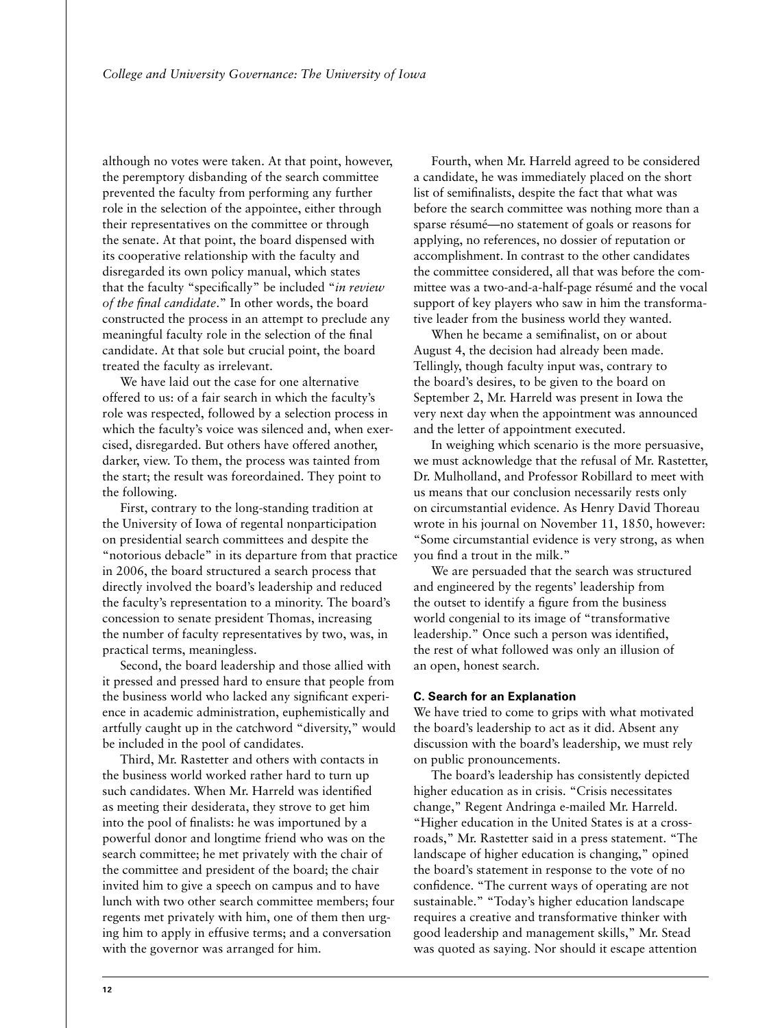although no votes were taken. At that point, however, the peremptory disbanding of the search committee prevented the faculty from performing any further role in the selection of the appointee, either through their representatives on the committee or through the senate. At that point, the board dispensed with its cooperative relationship with the faculty and disregarded its own policy manual, which states that the faculty "specifically" be included "*in review of the final candidate*." In other words, the board constructed the process in an attempt to preclude any meaningful faculty role in the selection of the final candidate. At that sole but crucial point, the board treated the faculty as irrelevant.

We have laid out the case for one alternative offered to us: of a fair search in which the faculty's role was respected, followed by a selection process in which the faculty's voice was silenced and, when exercised, disregarded. But others have offered another, darker, view. To them, the process was tainted from the start; the result was foreordained. They point to the following.

First, contrary to the long-standing tradition at the University of Iowa of regental nonparticipation on presidential search committees and despite the "notorious debacle" in its departure from that practice in 2006, the board structured a search process that directly involved the board's leadership and reduced the faculty's representation to a minority. The board's concession to senate president Thomas, increasing the number of faculty representatives by two, was, in practical terms, meaningless.

Second, the board leadership and those allied with it pressed and pressed hard to ensure that people from the business world who lacked any significant experience in academic administration, euphemistically and artfully caught up in the catchword "diversity," would be included in the pool of candidates.

Third, Mr. Rastetter and others with contacts in the business world worked rather hard to turn up such candidates. When Mr. Harreld was identified as meeting their desiderata, they strove to get him into the pool of finalists: he was importuned by a powerful donor and longtime friend who was on the search committee; he met privately with the chair of the committee and president of the board; the chair invited him to give a speech on campus and to have lunch with two other search committee members; four regents met privately with him, one of them then urging him to apply in effusive terms; and a conversation with the governor was arranged for him.

Fourth, when Mr. Harreld agreed to be considered a candidate, he was immediately placed on the short list of semifinalists, despite the fact that what was before the search committee was nothing more than a sparse résumé—no statement of goals or reasons for applying, no references, no dossier of reputation or accomplishment. In contrast to the other candidates the committee considered, all that was before the committee was a two-and-a-half-page résumé and the vocal support of key players who saw in him the transformative leader from the business world they wanted.

When he became a semifinalist, on or about August 4, the decision had already been made. Tellingly, though faculty input was, contrary to the board's desires, to be given to the board on September 2, Mr. Harreld was present in Iowa the very next day when the appointment was announced and the letter of appointment executed.

In weighing which scenario is the more persuasive, we must acknowledge that the refusal of Mr. Rastetter, Dr. Mulholland, and Professor Robillard to meet with us means that our conclusion necessarily rests only on circumstantial evidence. As Henry David Thoreau wrote in his journal on November 11, 1850, however: "Some circumstantial evidence is very strong, as when you find a trout in the milk."

We are persuaded that the search was structured and engineered by the regents' leadership from the outset to identify a figure from the business world congenial to its image of "transformative leadership." Once such a person was identified, the rest of what followed was only an illusion of an open, honest search.

#### C. Search for an Explanation

We have tried to come to grips with what motivated the board's leadership to act as it did. Absent any discussion with the board's leadership, we must rely on public pronouncements.

The board's leadership has consistently depicted higher education as in crisis. "Crisis necessitates change," Regent Andringa e-mailed Mr. Harreld. "Higher education in the United States is at a crossroads," Mr. Rastetter said in a press statement. "The landscape of higher education is changing," opined the board's statement in response to the vote of no confidence. "The current ways of operating are not sustainable." "Today's higher education landscape requires a creative and transformative thinker with good leadership and management skills," Mr. Stead was quoted as saying. Nor should it escape attention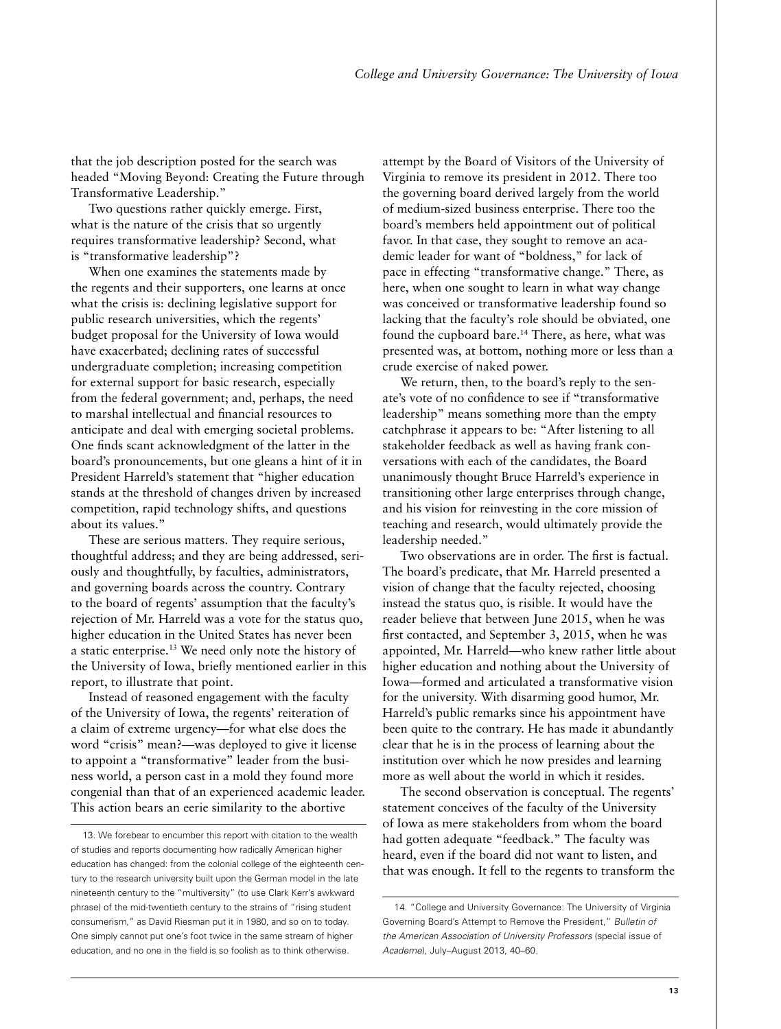that the job description posted for the search was headed "Moving Beyond: Creating the Future through Transformative Leadership."

Two questions rather quickly emerge. First, what is the nature of the crisis that so urgently requires transformative leadership? Second, what is "transformative leadership"?

When one examines the statements made by the regents and their supporters, one learns at once what the crisis is: declining legislative support for public research universities, which the regents' budget proposal for the University of Iowa would have exacerbated; declining rates of successful undergraduate completion; increasing competition for external support for basic research, especially from the federal government; and, perhaps, the need to marshal intellectual and financial resources to anticipate and deal with emerging societal problems. One finds scant acknowledgment of the latter in the board's pronouncements, but one gleans a hint of it in President Harreld's statement that "higher education stands at the threshold of changes driven by increased competition, rapid technology shifts, and questions about its values."

These are serious matters. They require serious, thoughtful address; and they are being addressed, seriously and thoughtfully, by faculties, administrators, and governing boards across the country. Contrary to the board of regents' assumption that the faculty's rejection of Mr. Harreld was a vote for the status quo, higher education in the United States has never been a static enterprise.[13] We need only note the history of the University of Iowa, briefly mentioned earlier in this report, to illustrate that point.

Instead of reasoned engagement with the faculty of the University of Iowa, the regents' reiteration of a claim of extreme urgency—for what else does the word "crisis" mean?—was deployed to give it license to appoint a "transformative" leader from the business world, a person cast in a mold they found more congenial than that of an experienced academic leader. This action bears an eerie similarity to the abortive attempt by the Board of Visitors of the University of Virginia to remove its president in 2012. There too the governing board derived largely from the world of medium-sized business enterprise. There too the board's members held appointment out of political favor. In that case, they sought to remove an academic leader for want of "boldness," for lack of pace in effecting "transformative change." There, as here, when one sought to learn in what way change was conceived or transformative leadership found so lacking that the faculty's role should be obviated, one found the cupboard bare.[14] There, as here, what was presented was, at bottom, nothing more or less than a crude exercise of naked power.

We return, then, to the board's reply to the senate's vote of no confidence to see if "transformative leadership" means something more than the empty catchphrase it appears to be: "After listening to all stakeholder feedback as well as having frank conversations with each of the candidates, the Board unanimously thought Bruce Harreld's experience in transitioning other large enterprises through change, and his vision for reinvesting in the core mission of teaching and research, would ultimately provide the leadership needed."

Two observations are in order. The first is factual. The board's predicate, that Mr. Harreld presented a vision of change that the faculty rejected, choosing instead the status quo, is risible. It would have the reader believe that between June 2015, when he was first contacted, and September 3, 2015, when he was appointed, Mr. Harreld—who knew rather little about higher education and nothing about the University of Iowa—formed and articulated a transformative vision for the university. With disarming good humor, Mr. Harreld's public remarks since his appointment have been quite to the contrary. He has made it abundantly clear that he is in the process of learning about the institution over which he now presides and learning more as well about the world in which it resides.

The second observation is conceptual. The regents' statement conceives of the faculty of the University of Iowa as mere stakeholders from whom the board had gotten adequate "feedback." The faculty was heard, even if the board did not want to listen, and that was enough. It fell to the regents to transform the

---

13. We forebear to encumber this report with citation to the wealth of studies and reports documenting how radically American higher education has changed: from the colonial college of the eighteenth century to the research university built upon the German model in the late nineteenth century to the "multiversity" (to use Clark Kerr's awkward phrase) of the mid-twentieth century to the strains of "rising student consumerism," as David Riesman put it in 1980, and so on to today. One simply cannot put one's foot twice in the same stream of higher education, and no one in the field is so foolish as to think otherwise.

14. "College and University Governance: The University of Virginia Governing Board's Attempt to Remove the President," *Bulletin of the American Association of University Professors* (special issue of *Academe*), July–August 2013, 40–60.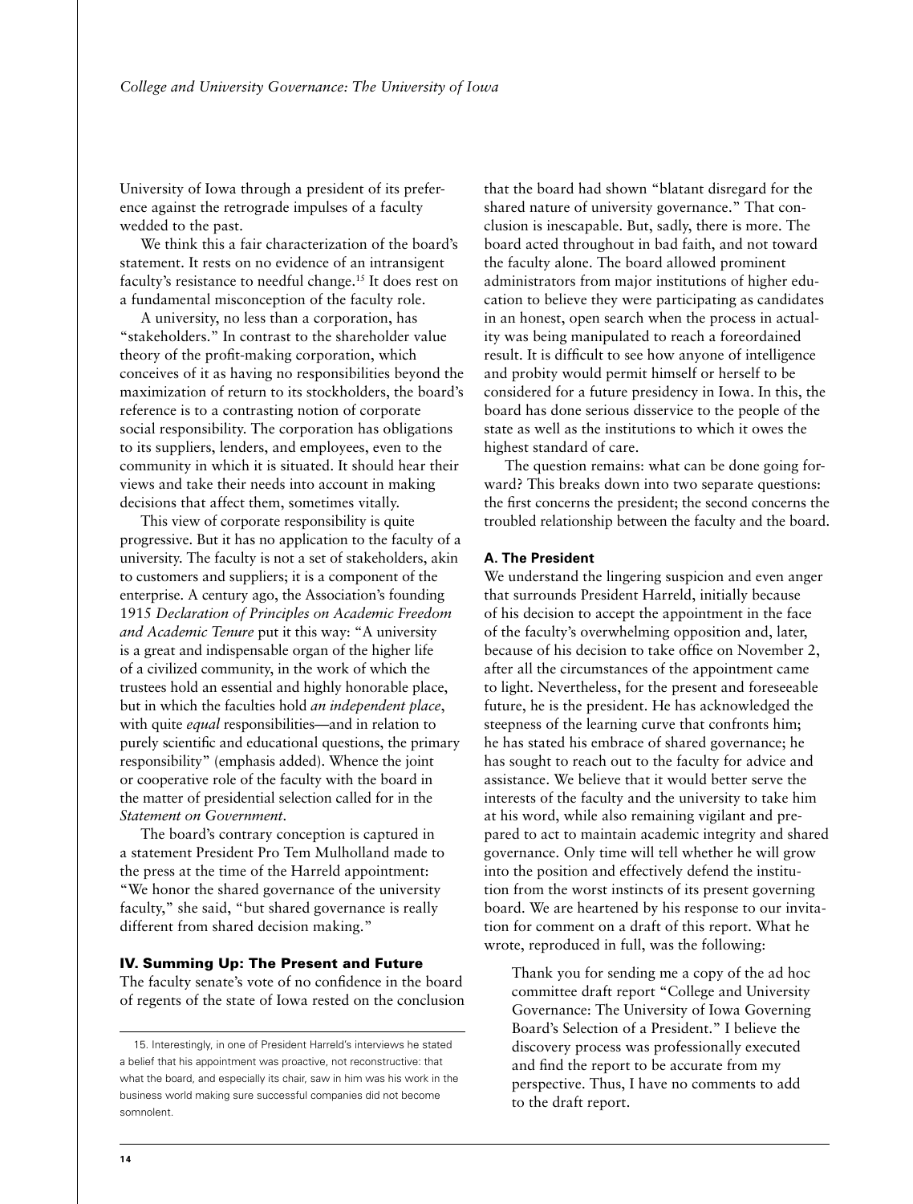University of Iowa through a president of its preference against the retrograde impulses of a faculty wedded to the past.

We think this a fair characterization of the board's statement. It rests on no evidence of an intransigent faculty's resistance to needful change.[15] It does rest on a fundamental misconception of the faculty role.

A university, no less than a corporation, has "stakeholders." In contrast to the shareholder value theory of the profit-making corporation, which conceives of it as having no responsibilities beyond the maximization of return to its stockholders, the board's reference is to a contrasting notion of corporate social responsibility. The corporation has obligations to its suppliers, lenders, and employees, even to the community in which it is situated. It should hear their views and take their needs into account in making decisions that affect them, sometimes vitally.

This view of corporate responsibility is quite progressive. But it has no application to the faculty of a university. The faculty is not a set of stakeholders, akin to customers and suppliers; it is a component of the enterprise. A century ago, the Association's founding 1915 *Declaration of Principles on Academic Freedom and Academic Tenure* put it this way: "A university is a great and indispensable organ of the higher life of a civilized community, in the work of which the trustees hold an essential and highly honorable place, but in which the faculties hold *an independent place*, with quite *equal* responsibilities—and in relation to purely scientific and educational questions, the primary responsibility" (emphasis added). Whence the joint or cooperative role of the faculty with the board in the matter of presidential selection called for in the *Statement on Government*.

The board's contrary conception is captured in a statement President Pro Tem Mulholland made to the press at the time of the Harreld appointment: "We honor the shared governance of the university faculty," she said, "but shared governance is really different from shared decision making."

## IV. Summing Up: The Present and Future

The faculty senate's vote of no confidence in the board of regents of the state of Iowa rested on the conclusion that the board had shown "blatant disregard for the shared nature of university governance." That conclusion is inescapable. But, sadly, there is more. The board acted throughout in bad faith, and not toward the faculty alone. The board allowed prominent administrators from major institutions of higher education to believe they were participating as candidates in an honest, open search when the process in actuality was being manipulated to reach a foreordained result. It is difficult to see how anyone of intelligence and probity would permit himself or herself to be considered for a future presidency in Iowa. In this, the board has done serious disservice to the people of the state as well as the institutions to which it owes the highest standard of care.

The question remains: what can be done going forward? This breaks down into two separate questions: the first concerns the president; the second concerns the troubled relationship between the faculty and the board.

### A. The President

We understand the lingering suspicion and even anger that surrounds President Harreld, initially because of his decision to accept the appointment in the face of the faculty's overwhelming opposition and, later, because of his decision to take office on November 2, after all the circumstances of the appointment came to light. Nevertheless, for the present and foreseeable future, he is the president. He has acknowledged the steepness of the learning curve that confronts him; he has stated his embrace of shared governance; he has sought to reach out to the faculty for advice and assistance. We believe that it would better serve the interests of the faculty and the university to take him at his word, while also remaining vigilant and prepared to act to maintain academic integrity and shared governance. Only time will tell whether he will grow into the position and effectively defend the institution from the worst instincts of its present governing board. We are heartened by his response to our invitation for comment on a draft of this report. What he wrote, reproduced in full, was the following:

> Thank you for sending me a copy of the ad hoc committee draft report "College and University Governance: The University of Iowa Governing Board's Selection of a President." I believe the discovery process was professionally executed and find the report to be accurate from my perspective. Thus, I have no comments to add to the draft report.

---

15. Interestingly, in one of President Harreld's interviews he stated a belief that his appointment was proactive, not reconstructive: that what the board, and especially its chair, saw in him was his work in the business world making sure successful companies did not become somnolent.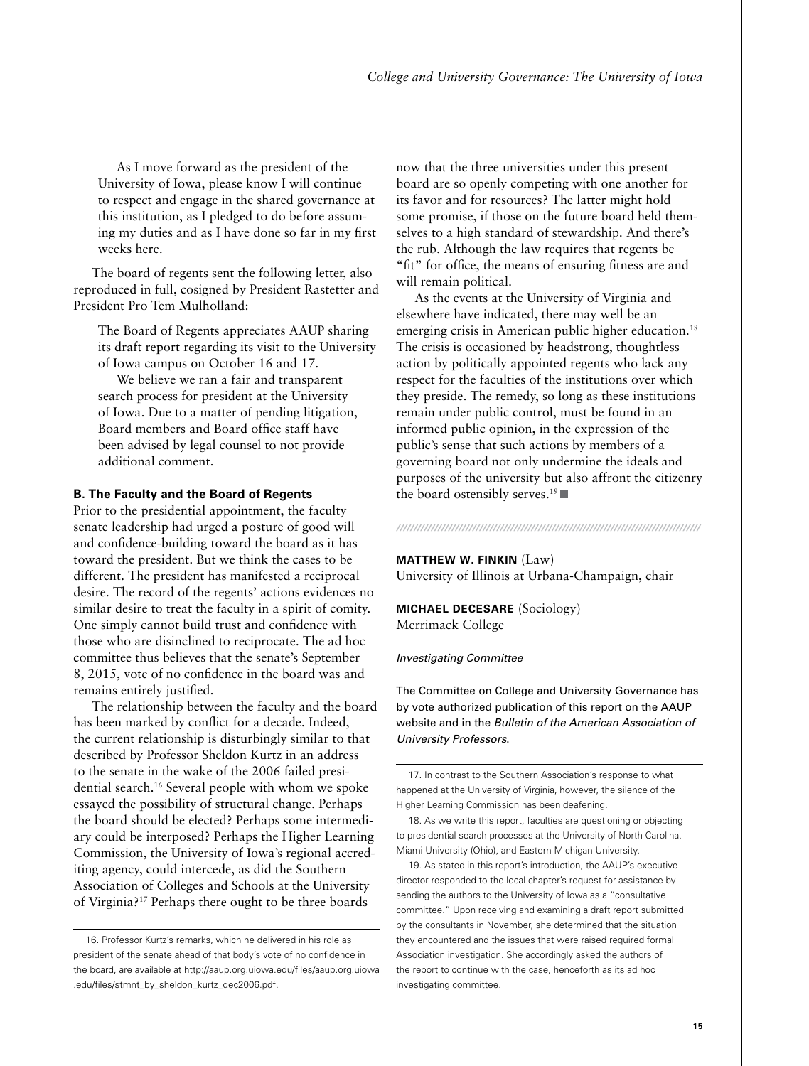> As I move forward as the president of the University of Iowa, please know I will continue to respect and engage in the shared governance at this institution, as I pledged to do before assuming my duties and as I have done so far in my first weeks here.

The board of regents sent the following letter, also reproduced in full, cosigned by President Rastetter and President Pro Tem Mulholland:

> The Board of Regents appreciates AAUP sharing its draft report regarding its visit to the University of Iowa campus on October 16 and 17.
>
> We believe we ran a fair and transparent search process for president at the University of Iowa. Due to a matter of pending litigation, Board members and Board office staff have been advised by legal counsel to not provide additional comment.

### B. The Faculty and the Board of Regents

Prior to the presidential appointment, the faculty senate leadership had urged a posture of good will and confidence-building toward the board as it has toward the president. But we think the cases to be different. The president has manifested a reciprocal desire. The record of the regents' actions evidences no similar desire to treat the faculty in a spirit of comity. One simply cannot build trust and confidence with those who are disinclined to reciprocate. The ad hoc committee thus believes that the senate's September 8, 2015, vote of no confidence in the board was and remains entirely justified.

The relationship between the faculty and the board has been marked by conflict for a decade. Indeed, the current relationship is disturbingly similar to that described by Professor Sheldon Kurtz in an address to the senate in the wake of the 2006 failed presidential search.[16] Several people with whom we spoke essayed the possibility of structural change. Perhaps the board should be elected? Perhaps some intermediary could be interposed? Perhaps the Higher Learning Commission, the University of Iowa's regional accrediting agency, could intercede, as did the Southern Association of Colleges and Schools at the University of Virginia?[17] Perhaps there ought to be three boards now that the three universities under this present board are so openly competing with one another for its favor and for resources? The latter might hold some promise, if those on the future board held themselves to a high standard of stewardship. And there's the rub. Although the law requires that regents be "fit" for office, the means of ensuring fitness are and will remain political.

As the events at the University of Virginia and elsewhere have indicated, there may well be an emerging crisis in American public higher education.[18] The crisis is occasioned by headstrong, thoughtless action by politically appointed regents who lack any respect for the faculties of the institutions over which they preside. The remedy, so long as these institutions remain under public control, must be found in an informed public opinion, in the expression of the public's sense that such actions by members of a governing board not only undermine the ideals and purposes of the university but also affront the citizenry the board ostensibly serves.[19] ■

---

**MATTHEW W. FINKIN** (Law)
University of Illinois at Urbana-Champaign, chair

**MICHAEL DECESARE** (Sociology)
Merrimack College

*Investigating Committee*

The Committee on College and University Governance has by vote authorized publication of this report on the AAUP website and in the *Bulletin of the American Association of University Professors*.

---

16. Professor Kurtz's remarks, which he delivered in his role as president of the senate ahead of that body's vote of no confidence in the board, are available at http://aaup.org.uiowa.edu/files/aaup.org.uiowa.edu/files/stmnt_by_sheldon_kurtz_dec2006.pdf.

17. In contrast to the Southern Association's response to what happened at the University of Virginia, however, the silence of the Higher Learning Commission has been deafening.

18. As we write this report, faculties are questioning or objecting to presidential search processes at the University of North Carolina, Miami University (Ohio), and Eastern Michigan University.

19. As stated in this report's introduction, the AAUP's executive director responded to the local chapter's request for assistance by sending the authors to the University of Iowa as a "consultative committee." Upon receiving and examining a draft report submitted by the consultants in November, she determined that the situation they encountered and the issues that were raised required formal Association investigation. She accordingly asked the authors of the report to continue with the case, henceforth as its ad hoc investigating committee.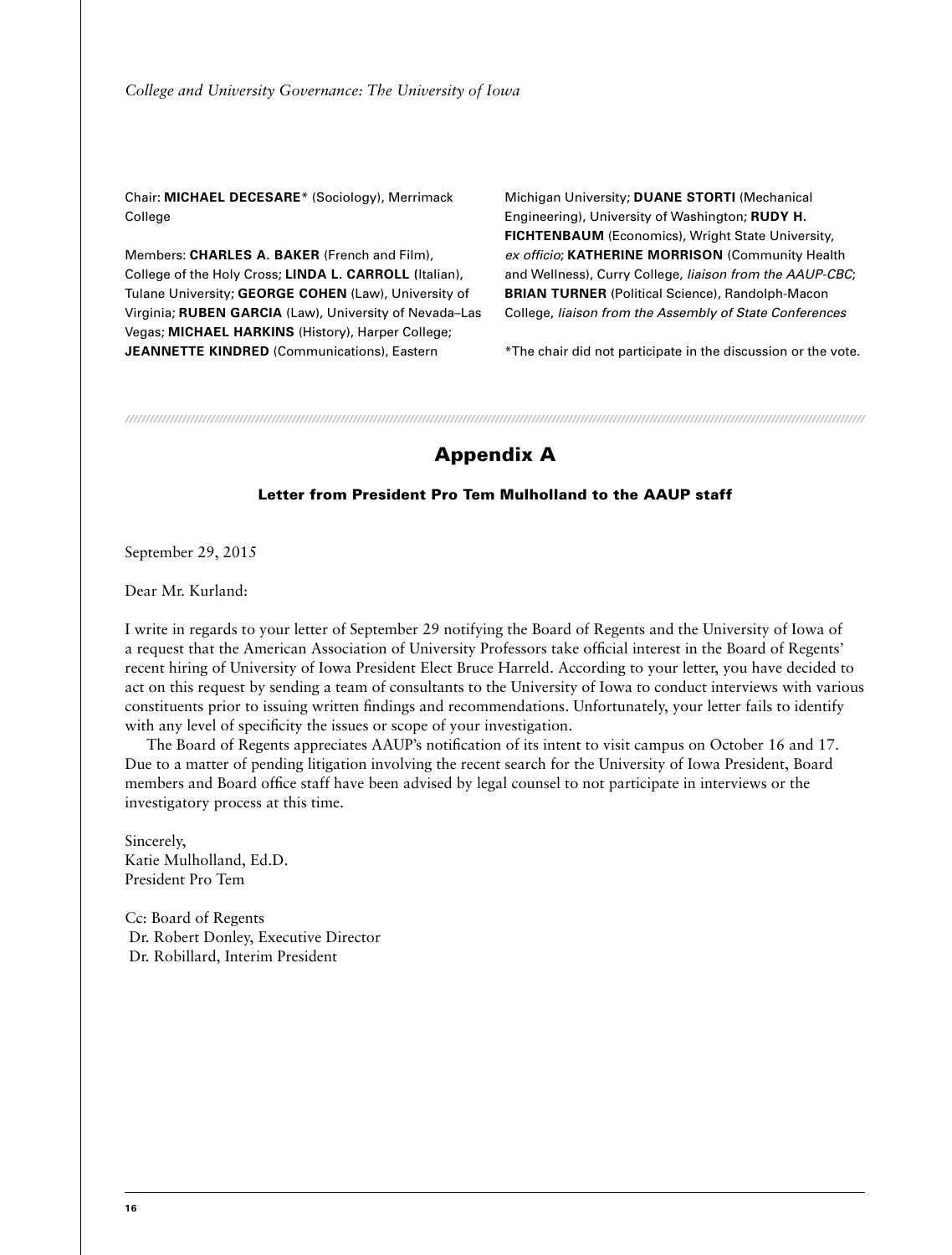Chair: **MICHAEL DECESARE*** (Sociology), Merrimack College

Members: **CHARLES A. BAKER** (French and Film), College of the Holy Cross; **LINDA L. CARROLL** (Italian), Tulane University; **GEORGE COHEN** (Law), University of Virginia; **RUBEN GARCIA** (Law), University of Nevada–Las Vegas; **MICHAEL HARKINS** (History), Harper College; **JEANNETTE KINDRED** (Communications), Eastern Michigan University; **DUANE STORTI** (Mechanical Engineering), University of Washington; **RUDY H. FICHTENBAUM** (Economics), Wright State University, *ex officio*; **KATHERINE MORRISON** (Community Health and Wellness), Curry College, *liaison from the AAUP-CBC*; **BRIAN TURNER** (Political Science), Randolph-Macon College, *liaison from the Assembly of State Conferences*

*The chair did not participate in the discussion or the vote.

## Appendix A

### Letter from President Pro Tem Mulholland to the AAUP staff

September 29, 2015

Dear Mr. Kurland:

I write in regards to your letter of September 29 notifying the Board of Regents and the University of Iowa of a request that the American Association of University Professors take official interest in the Board of Regents' recent hiring of University of Iowa President Elect Bruce Harreld. According to your letter, you have decided to act on this request by sending a team of consultants to the University of Iowa to conduct interviews with various constituents prior to issuing written findings and recommendations. Unfortunately, your letter fails to identify with any level of specificity the issues or scope of your investigation.

The Board of Regents appreciates AAUP's notification of its intent to visit campus on October 16 and 17. Due to a matter of pending litigation involving the recent search for the University of Iowa President, Board members and Board office staff have been advised by legal counsel to not participate in interviews or the investigatory process at this time.

Sincerely,
Katie Mulholland, Ed.D.
President Pro Tem

Cc: Board of Regents
Dr. Robert Donley, Executive Director
Dr. Robillard, Interim President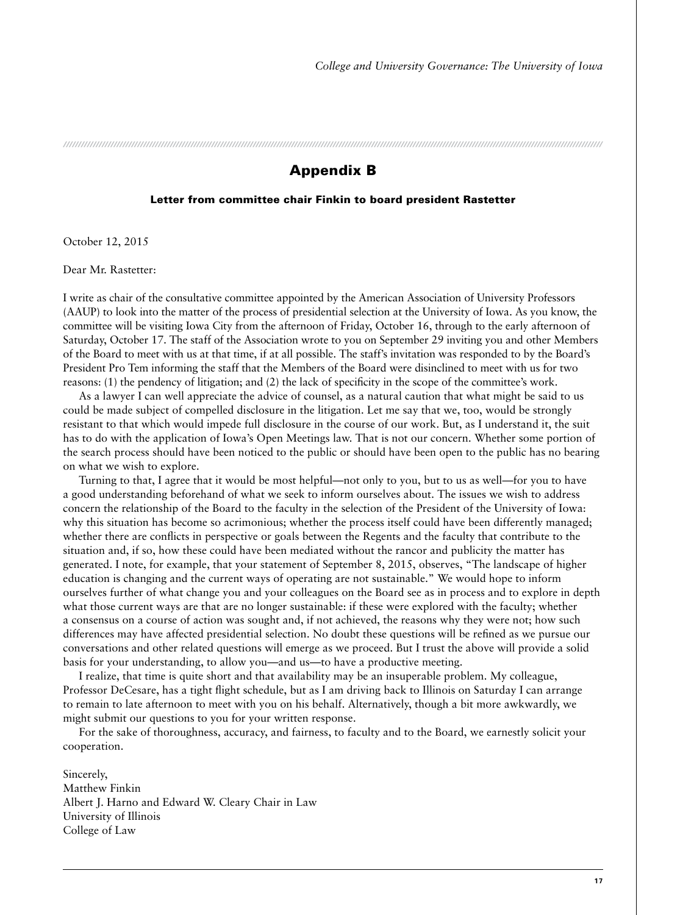## Appendix B

### Letter from committee chair Finkin to board president Rastetter

October 12, 2015

Dear Mr. Rastetter:

I write as chair of the consultative committee appointed by the American Association of University Professors (AAUP) to look into the matter of the process of presidential selection at the University of Iowa. As you know, the committee will be visiting Iowa City from the afternoon of Friday, October 16, through to the early afternoon of Saturday, October 17. The staff of the Association wrote to you on September 29 inviting you and other Members of the Board to meet with us at that time, if at all possible. The staff's invitation was responded to by the Board's President Pro Tem informing the staff that the Members of the Board were disinclined to meet with us for two reasons: (1) the pendency of litigation; and (2) the lack of specificity in the scope of the committee's work.

As a lawyer I can well appreciate the advice of counsel, as a natural caution that what might be said to us could be made subject of compelled disclosure in the litigation. Let me say that we, too, would be strongly resistant to that which would impede full disclosure in the course of our work. But, as I understand it, the suit has to do with the application of Iowa's Open Meetings law. That is not our concern. Whether some portion of the search process should have been noticed to the public or should have been open to the public has no bearing on what we wish to explore.

Turning to that, I agree that it would be most helpful—not only to you, but to us as well—for you to have a good understanding beforehand of what we seek to inform ourselves about. The issues we wish to address concern the relationship of the Board to the faculty in the selection of the President of the University of Iowa: why this situation has become so acrimonious; whether the process itself could have been differently managed; whether there are conflicts in perspective or goals between the Regents and the faculty that contribute to the situation and, if so, how these could have been mediated without the rancor and publicity the matter has generated. I note, for example, that your statement of September 8, 2015, observes, "The landscape of higher education is changing and the current ways of operating are not sustainable." We would hope to inform ourselves further of what change you and your colleagues on the Board see as in process and to explore in depth what those current ways are that are no longer sustainable: if these were explored with the faculty; whether a consensus on a course of action was sought and, if not achieved, the reasons why they were not; how such differences may have affected presidential selection. No doubt these questions will be refined as we pursue our conversations and other related questions will emerge as we proceed. But I trust the above will provide a solid basis for your understanding, to allow you—and us—to have a productive meeting.

I realize, that time is quite short and that availability may be an insuperable problem. My colleague, Professor DeCesare, has a tight flight schedule, but as I am driving back to Illinois on Saturday I can arrange to remain to late afternoon to meet with you on his behalf. Alternatively, though a bit more awkwardly, we might submit our questions to you for your written response.

For the sake of thoroughness, accuracy, and fairness, to faculty and to the Board, we earnestly solicit your cooperation.

Sincerely,  
Matthew Finkin  
Albert J. Harno and Edward W. Cleary Chair in Law  
University of Illinois  
College of Law